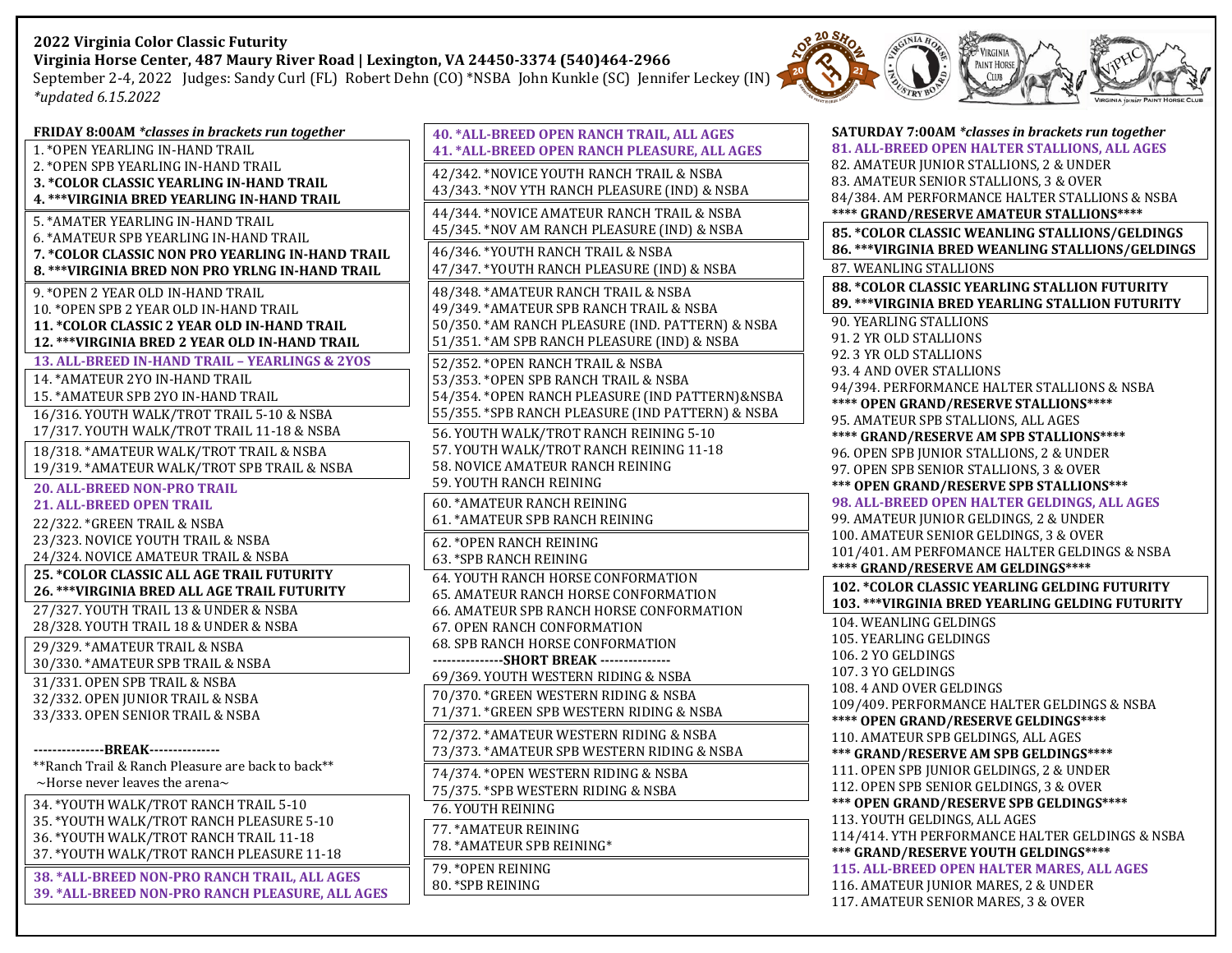**2022 Virginia Color Classic Futurity**

**Virginia Horse Center, 487 Maury River Road | Lexington, VA 24450-3374 (540)464-2966**

September 2-4, 2022 Judges: Sandy Curl (FL) Robert Dehn (CO) *NSBA John Kunkle (SC) Jennifer Leckey (IN)

*\*updated 6.15.2022*

**FRIDAY 8:00AM** *\*classes in brackets run together*

1. *OPEN YEARLING IN-HAND TRAIL
2. *OPEN SPB YEARLING IN-HAND TRAIL
3. **\*COLOR CLASSIC YEARLING IN-HAND TRAIL**
4. **\*\*\*VIRGINIA BRED YEARLING IN-HAND TRAIL**
5. *AMATER YEARLING IN-HAND TRAIL
6. *AMATEUR SPB YEARLING IN-HAND TRAIL
7. **\*COLOR CLASSIC NON PRO YEARLING IN-HAND TRAIL**
8. **\*\*\*VIRGINIA BRED NON PRO YRLNG IN-HAND TRAIL**
9. *OPEN 2 YEAR OLD IN-HAND TRAIL
10. *OPEN SPB 2 YEAR OLD IN-HAND TRAIL
11. **\*COLOR CLASSIC 2 YEAR OLD IN-HAND TRAIL**
12. **\*\*\*VIRGINIA BRED 2 YEAR OLD IN-HAND TRAIL**
13. **ALL-BREED IN-HAND TRAIL – YEARLINGS & 2YOS**
14. *AMATEUR 2YO IN-HAND TRAIL
15. *AMATEUR SPB 2YO IN-HAND TRAIL

16/316. YOUTH WALK/TROT TRAIL 5-10 & NSBA
17/317. YOUTH WALK/TROT TRAIL 11-18 & NSBA
18/318. *AMATEUR WALK/TROT TRAIL & NSBA
19/319. *AMATEUR WALK/TROT SPB TRAIL & NSBA

20. **ALL-BREED NON-PRO TRAIL**
21. **ALL-BREED OPEN TRAIL**

22/322. *GREEN TRAIL & NSBA
23/323. NOVICE YOUTH TRAIL & NSBA
24/324. NOVICE AMATEUR TRAIL & NSBA

25. **\*COLOR CLASSIC ALL AGE TRAIL FUTURITY**
26. **\*\*\*VIRGINIA BRED ALL AGE TRAIL FUTURITY**

27/327. YOUTH TRAIL 13 & UNDER & NSBA
28/328. YOUTH TRAIL 18 & UNDER & NSBA
29/329. *AMATEUR TRAIL & NSBA
30/330. *AMATEUR SPB TRAIL & NSBA
31/331. OPEN SPB TRAIL & NSBA
32/332. OPEN JUNIOR TRAIL & NSBA
33/333. OPEN SENIOR TRAIL & NSBA

---------------**BREAK**---------------

\*\*Ranch Trail & Ranch Pleasure are back to back\*\*
~Horse never leaves the arena~

34. *YOUTH WALK/TROT RANCH TRAIL 5-10
35. *YOUTH WALK/TROT RANCH PLEASURE 5-10
36. *YOUTH WALK/TROT RANCH TRAIL 11-18
37. *YOUTH WALK/TROT RANCH PLEASURE 11-18
38. **\*ALL-BREED NON-PRO RANCH TRAIL, ALL AGES**
39. **\*ALL-BREED NON-PRO RANCH PLEASURE, ALL AGES**
40. **\*ALL-BREED OPEN RANCH TRAIL, ALL AGES**
41. **\*ALL-BREED OPEN RANCH PLEASURE, ALL AGES**

42/342. *NOVICE YOUTH RANCH TRAIL & NSBA
43/343. *NOV YTH RANCH PLEASURE (IND) & NSBA
44/344. *NOVICE AMATEUR RANCH TRAIL & NSBA
45/345. *NOV AM RANCH PLEASURE (IND) & NSBA
46/346. *YOUTH RANCH TRAIL & NSBA
47/347. *YOUTH RANCH PLEASURE (IND) & NSBA
48/348. *AMATEUR RANCH TRAIL & NSBA
49/349. *AMATEUR SPB RANCH TRAIL & NSBA
50/350. *AM RANCH PLEASURE (IND. PATTERN) & NSBA
51/351. *AM SPB RANCH PLEASURE (IND) & NSBA
52/352. *OPEN RANCH TRAIL & NSBA
53/353. *OPEN SPB RANCH TRAIL & NSBA
54/354. *OPEN RANCH PLEASURE (IND PATTERN)&NSBA
55/355. *SPB RANCH PLEASURE (IND PATTERN) & NSBA

56. YOUTH WALK/TROT RANCH REINING 5-10
57. YOUTH WALK/TROT RANCH REINING 11-18
58. NOVICE AMATEUR RANCH REINING
59. YOUTH RANCH REINING
60. *AMATEUR RANCH REINING
61. *AMATEUR SPB RANCH REINING
62. *OPEN RANCH REINING
63. *SPB RANCH REINING
64. YOUTH RANCH HORSE CONFORMATION
65. AMATEUR RANCH HORSE CONFORMATION
66. AMATEUR SPB RANCH HORSE CONFORMATION
67. OPEN RANCH CONFORMATION
68. SPB RANCH HORSE CONFORMATION

---------------**SHORT BREAK**---------------

69/369. YOUTH WESTERN RIDING & NSBA
70/370. *GREEN WESTERN RIDING & NSBA
71/371. *GREEN SPB WESTERN RIDING & NSBA
72/372. *AMATEUR WESTERN RIDING & NSBA
73/373. *AMATEUR SPB WESTERN RIDING & NSBA
74/374. *OPEN WESTERN RIDING & NSBA
75/375. *SPB WESTERN RIDING & NSBA

76. YOUTH REINING
77. *AMATEUR REINING
78. *AMATEUR SPB REINING*
79. *OPEN REINING
80. *SPB REINING

**SATURDAY 7:00AM** *\*classes in brackets run together*

81. **ALL-BREED OPEN HALTER STALLIONS, ALL AGES**
82. AMATEUR JUNIOR STALLIONS, 2 & UNDER
83. AMATEUR SENIOR STALLIONS, 3 & OVER

84/384. AM PERFORMANCE HALTER STALLIONS & NSBA

**\*\*\*\* GRAND/RESERVE AMATEUR STALLIONS\*\*\*\***

85. **\*COLOR CLASSIC WEANLING STALLIONS/GELDINGS**
86. **\*\*\*VIRGINIA BRED WEANLING STALLIONS/GELDINGS**
87. WEANLING STALLIONS
88. **\*COLOR CLASSIC YEARLING STALLION FUTURITY**
89. **\*\*\*VIRGINIA BRED YEARLING STALLION FUTURITY**
90. YEARLING STALLIONS
91. 2 YR OLD STALLIONS
92. 3 YR OLD STALLIONS
93. 4 AND OVER STALLIONS

94/394. PERFORMANCE HALTER STALLIONS & NSBA

**\*\*\*\* OPEN GRAND/RESERVE STALLIONS\*\*\*\***

95. AMATEUR SPB STALLIONS, ALL AGES

**\*\*\*\* GRAND/RESERVE AM SPB STALLIONS\*\*\*\***

96. OPEN SPB JUNIOR STALLIONS, 2 & UNDER
97. OPEN SPB SENIOR STALLIONS, 3 & OVER

**\*\*\* OPEN GRAND/RESERVE SPB STALLIONS\*\*\***

98. **ALL-BREED OPEN HALTER GELDINGS, ALL AGES**
99. AMATEUR JUNIOR GELDINGS, 2 & UNDER
100. AMATEUR SENIOR GELDINGS, 3 & OVER

101/401. AM PERFOMANCE HALTER GELDINGS & NSBA

**\*\*\*\* GRAND/RESERVE AM GELDINGS\*\*\*\***

102. **\*COLOR CLASSIC YEARLING GELDING FUTURITY**
103. **\*\*\*VIRGINIA BRED YEARLING GELDING FUTURITY**
104. WEANLING GELDINGS
105. YEARLING GELDINGS
106. 2 YO GELDINGS
107. 3 YO GELDINGS
108. 4 AND OVER GELDINGS

109/409. PERFORMANCE HALTER GELDINGS & NSBA

**\*\*\*\* OPEN GRAND/RESERVE GELDINGS\*\*\*\***

110. AMATEUR SPB GELDINGS, ALL AGES

**\*\*\* GRAND/RESERVE AM SPB GELDINGS\*\*\*\***

111. OPEN SPB JUNIOR GELDINGS, 2 & UNDER
112. OPEN SPB SENIOR GELDINGS, 3 & OVER

**\*\*\* OPEN GRAND/RESERVE SPB GELDINGS\*\*\*\***

113. YOUTH GELDINGS, ALL AGES

114/414. YTH PERFORMANCE HALTER GELDINGS & NSBA

**\*\*\* GRAND/RESERVE YOUTH GELDINGS\*\*\*\***

115. **ALL-BREED OPEN HALTER MARES, ALL AGES**
116. AMATEUR JUNIOR MARES, 2 & UNDER
117. AMATEUR SENIOR MARES, 3 & OVER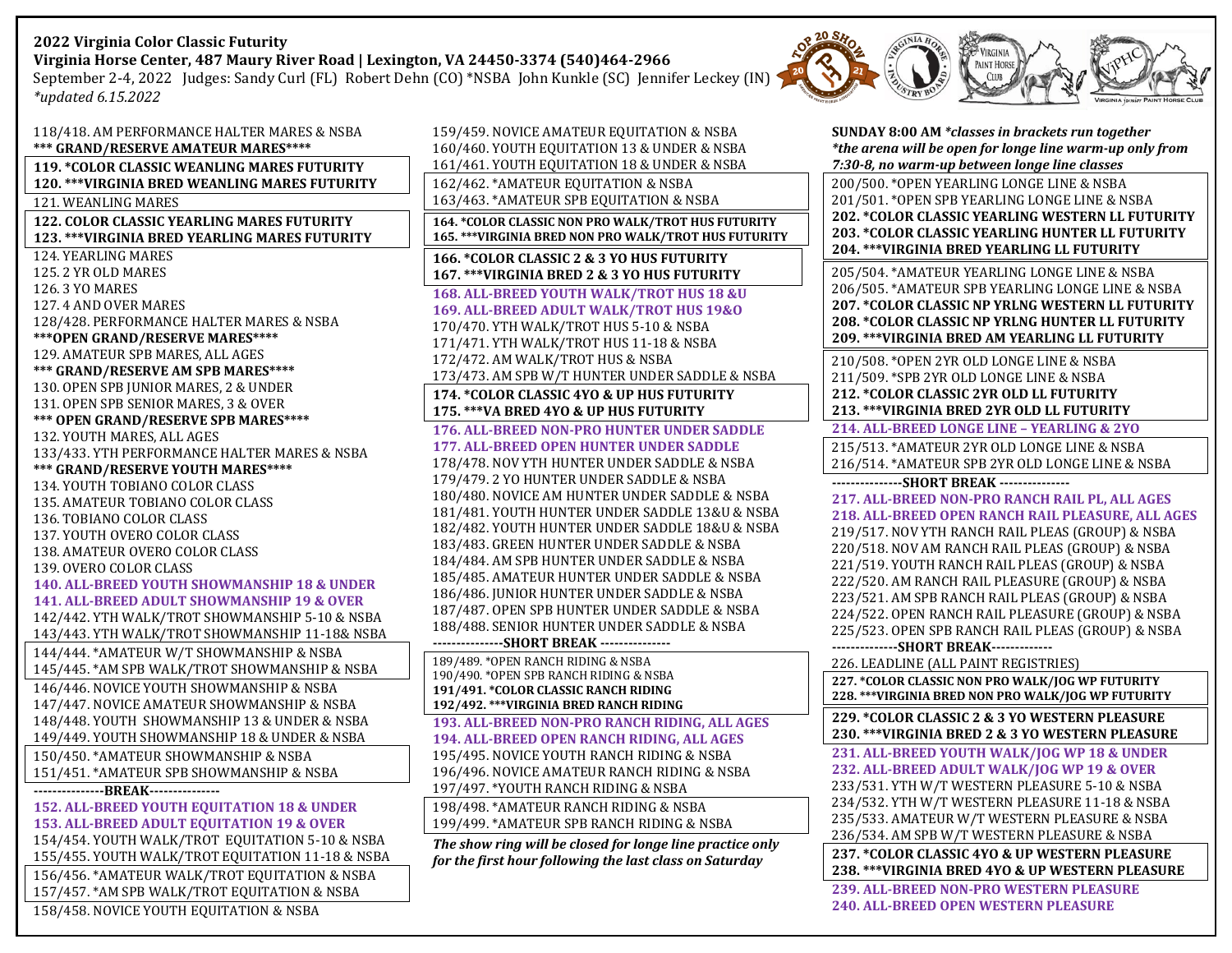**2022 Virginia Color Classic Futurity**
**Virginia Horse Center, 487 Maury River Road | Lexington, VA 24450-3374 (540)464-2966**
September 2-4, 2022 Judges: Sandy Curl (FL) Robert Dehn (CO) *NSBA John Kunkle (SC) Jennifer Leckey (IN)
*\*updated 6.15.2022*

118/418. AM PERFORMANCE HALTER MARES & NSBA
**\*\*\* GRAND/RESERVE AMATEUR MARES\*\*\*\***
**119. \*COLOR CLASSIC WEANLING MARES FUTURITY**
**120. \*\*\*VIRGINIA BRED WEANLING MARES FUTURITY**
121. WEANLING MARES
**122. COLOR CLASSIC YEARLING MARES FUTURITY**
**123. \*\*\*VIRGINIA BRED YEARLING MARES FUTURITY**
124. YEARLING MARES
125. 2 YR OLD MARES
126. 3 YO MARES
127. 4 AND OVER MARES
128/428. PERFORMANCE HALTER MARES & NSBA
**\*\*\*OPEN GRAND/RESERVE MARES\*\*\*\***
129. AMATEUR SPB MARES, ALL AGES
**\*\*\* GRAND/RESERVE AM SPB MARES\*\*\*\***
130. OPEN SPB JUNIOR MARES, 2 & UNDER
131. OPEN SPB SENIOR MARES, 3 & OVER
**\*\*\* OPEN GRAND/RESERVE SPB MARES\*\*\*\***
132. YOUTH MARES, ALL AGES
133/433. YTH PERFORMANCE HALTER MARES & NSBA
**\*\*\* GRAND/RESERVE YOUTH MARES\*\*\*\***
134. YOUTH TOBIANO COLOR CLASS
135. AMATEUR TOBIANO COLOR CLASS
136. TOBIANO COLOR CLASS
137. YOUTH OVERO COLOR CLASS
138. AMATEUR OVERO COLOR CLASS
139. OVERO COLOR CLASS
**140. ALL-BREED YOUTH SHOWMANSHIP 18 & UNDER**
**141. ALL-BREED ADULT SHOWMANSHIP 19 & OVER**
142/442. YTH WALK/TROT SHOWMANSHIP 5-10 & NSBA
143/443. YTH WALK/TROT SHOWMANSHIP 11-18& NSBA
144/444. \*AMATEUR W/T SHOWMANSHIP & NSBA
145/445. \*AM SPB W/T SHOWMANSHIP & NSBA
146/446. NOVICE YOUTH SHOWMANSHIP & NSBA
147/447. NOVICE AMATEUR SHOWMANSHIP & NSBA
148/448. YOUTH SHOWMANSHIP 13 & UNDER & NSBA
149/449. YOUTH SHOWMANSHIP 18 & UNDER & NSBA
150/450. \*AMATEUR SHOWMANSHIP & NSBA
151/451. \*AMATEUR SPB SHOWMANSHIP & NSBA
**---------------BREAK---------------**
**152. ALL-BREED YOUTH EQUITATION 18 & UNDER**
**153. ALL-BREED ADULT EQUITATION 19 & OVER**
154/454. YOUTH WALK/TROT EQUITATION 5-10 & NSBA
155/455. YOUTH WALK/TROT EQUITATION 11-18 & NSBA
156/456. \*AMATEUR WALK/TROT EQUITATION & NSBA
157/457. \*AM SPB WALK/TROT EQUITATION & NSBA
158/458. NOVICE YOUTH EQUITATION & NSBA
159/459. NOVICE AMATEUR EQUITATION & NSBA
160/460. YOUTH EQUITATION 13 & UNDER & NSBA
161/461. YOUTH EQUITATION 18 & UNDER & NSBA
162/462. \*AMATEUR EQUITATION & NSBA
163/463. \*AMATEUR SPB EQUITATION & NSBA
**164. \*COLOR CLASSIC NON PRO WALK/TROT HUS FUTURITY**
**165. \*\*\*VIRGINIA BRED NON PRO WALK/TROT HUS FUTURITY**
**166. \*COLOR CLASSIC 2 & 3 YO HUS FUTURITY**
**167. \*\*\*VIRGINIA BRED 2 & 3 YO HUS FUTURITY**
**168. ALL-BREED YOUTH WALK/TROT HUS 18 &U**
**169. ALL-BREED ADULT WALK/TROT HUS 19&O**
170/470. YTH WALK/TROT HUS 5-10 & NSBA
171/471. YTH WALK/TROT HUS 11-18 & NSBA
172/472. AM WALK/TROT HUS & NSBA
173/473. AM SPB W/T HUNTER UNDER SADDLE & NSBA
**174. \*COLOR CLASSIC 4YO & UP HUS FUTURITY**
**175. \*\*\*VA BRED 4YO & UP HUS FUTURITY**
**176. ALL-BREED NON-PRO HUNTER UNDER SADDLE**
**177. ALL-BREED OPEN HUNTER UNDER SADDLE**
178/478. NOV YTH HUNTER UNDER SADDLE & NSBA
179/479. 2 YO HUNTER UNDER SADDLE & NSBA
180/480. NOVICE AM HUNTER UNDER SADDLE & NSBA
181/481. YOUTH HUNTER UNDER SADDLE 13&U & NSBA
182/482. YOUTH HUNTER UNDER SADDLE 18&U & NSBA
183/483. GREEN HUNTER UNDER SADDLE & NSBA
184/484. AM SPB HUNTER UNDER SADDLE & NSBA
185/485. AMATEUR HUNTER UNDER SADDLE & NSBA
186/486. JUNIOR HUNTER UNDER SADDLE & NSBA
187/487. OPEN SPB HUNTER UNDER SADDLE & NSBA
188/488. SENIOR HUNTER UNDER SADDLE & NSBA
**---------------SHORT BREAK ---------------**
189/489. \*OPEN RANCH RIDING & NSBA
190/490. \*OPEN SPB RANCH RIDING & NSBA
**191/491. \*COLOR CLASSIC RANCH RIDING**
**192/492. \*\*\*VIRGINIA BRED RANCH RIDING**
**193. ALL-BREED NON-PRO RANCH RIDING, ALL AGES**
**194. ALL-BREED OPEN RANCH RIDING, ALL AGES**
195/495. NOVICE YOUTH RANCH RIDING & NSBA
196/496. NOVICE AMATEUR RANCH RIDING & NSBA
197/497. \*YOUTH RANCH RIDING & NSBA
198/498. \*AMATEUR RANCH RIDING & NSBA
199/499. \*AMATEUR SPB RANCH RIDING & NSBA

***The show ring will be closed for longe line practice only for the first hour following the last class on Saturday***

**SUNDAY 8:00 AM** ***\*classes in brackets run together***
***\*the arena will be open for longe line warm-up only from 7:30-8, no warm-up between longe line classes***

200/500. \*OPEN YEARLING LONGE LINE & NSBA
201/501. \*OPEN SPB YEARLING LONGE LINE & NSBA
**202. \*COLOR CLASSIC YEARLING WESTERN LL FUTURITY**
**203. \*COLOR CLASSIC YEARLING HUNTER LL FUTURITY**
**204. \*\*\*VIRGINIA BRED YEARLING LL FUTURITY**
205/504. \*AMATEUR YEARLING LONGE LINE & NSBA
206/505. \*AMATEUR SPB YEARLING LONGE LINE & NSBA
**207. \*COLOR CLASSIC NP YRLNG WESTERN LL FUTURITY**
**208. \*COLOR CLASSIC NP YRLNG HUNTER LL FUTURITY**
**209. \*\*\*VIRGINIA BRED AM YEARLING LL FUTURITY**
210/508. \*OPEN 2YR OLD LONGE LINE & NSBA
211/509. \*SPB 2YR OLD LONGE LINE & NSBA
**212. \*COLOR CLASSIC 2YR OLD LL FUTURITY**
**213. \*\*\*VIRGINIA BRED 2YR OLD LL FUTURITY**
**214. ALL-BREED LONGE LINE – YEARLING & 2YO**
215/513. \*AMATEUR 2YR OLD LONGE LINE & NSBA
216/514. \*AMATEUR SPB 2YR OLD LONGE LINE & NSBA
**---------------SHORT BREAK ---------------**
**217. ALL-BREED NON-PRO RANCH RAIL PL, ALL AGES**
**218. ALL-BREED OPEN RANCH RAIL PLEASURE, ALL AGES**
219/517. NOV YTH RANCH RAIL PLEAS (GROUP) & NSBA
220/518. NOV AM RANCH RAIL PLEAS (GROUP) & NSBA
221/519. YOUTH RANCH RAIL PLEAS (GROUP) & NSBA
222/520. AM RANCH RAIL PLEASURE (GROUP) & NSBA
223/521. AM SPB RANCH RAIL PLEAS (GROUP) & NSBA
224/522. OPEN RANCH RAIL PLEASURE (GROUP) & NSBA
225/523. OPEN SPB RANCH RAIL PLEAS (GROUP) & NSBA
**-------------SHORT BREAK-------------**
226. LEADLINE (ALL PAINT REGISTRIES)
**227. \*COLOR CLASSIC NON PRO WALK/JOG WP FUTURITY**
**228. \*\*\*VIRGINIA BRED NON PRO WALK/JOG WP FUTURITY**
**229. \*COLOR CLASSIC 2 & 3 YO WESTERN PLEASURE**
**230. \*\*\*VIRGINIA BRED 2 & 3 YO WESTERN PLEASURE**
**231. ALL-BREED YOUTH WALK/JOG WP 18 & UNDER**
**232. ALL-BREED ADULT WALK/JOG WP 19 & OVER**
233/531. YTH W/T WESTERN PLEASURE 5-10 & NSBA
234/532. YTH W/T WESTERN PLEASURE 11-18 & NSBA
235/533. AMATEUR W/T WESTERN PLEASURE & NSBA
236/534. AM SPB W/T WESTERN PLEASURE & NSBA
**237. \*COLOR CLASSIC 4YO & UP WESTERN PLEASURE**
**238. \*\*\*VIRGINIA BRED 4YO & UP WESTERN PLEASURE**
**239. ALL-BREED NON-PRO WESTERN PLEASURE**
**240. ALL-BREED OPEN WESTERN PLEASURE**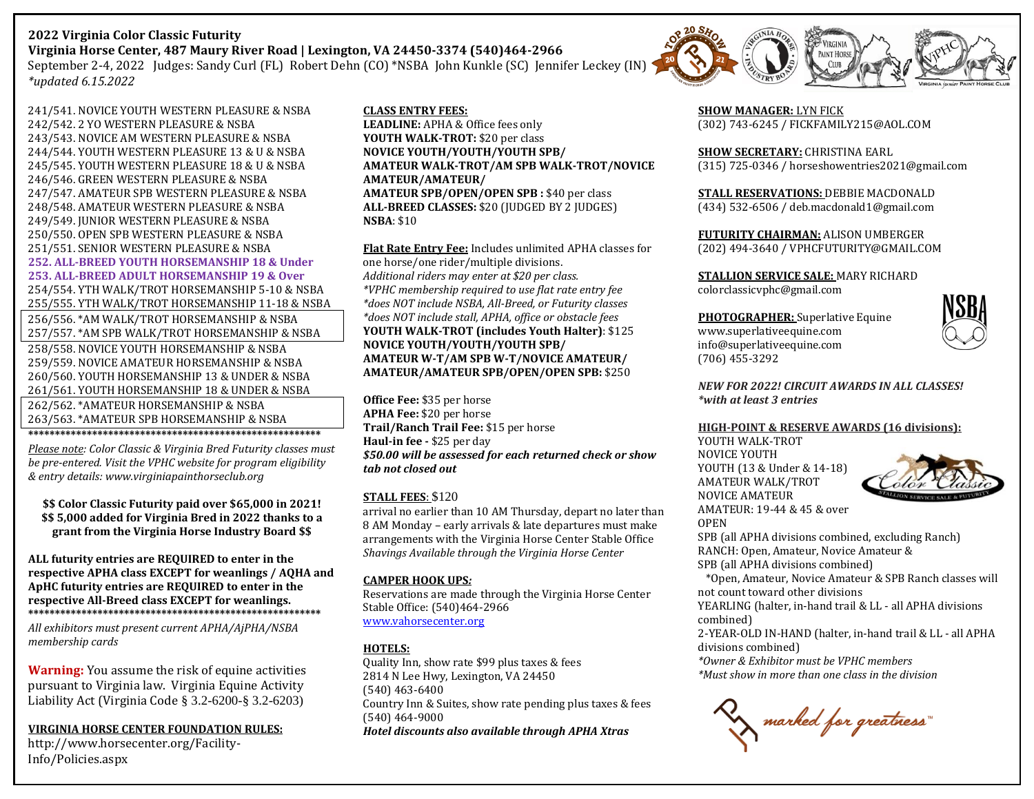**2022 Virginia Color Classic Futurity**
**Virginia Horse Center, 487 Maury River Road | Lexington, VA 24450-3374 (540)464-2966**
September 2-4, 2022 Judges: Sandy Curl (FL) Robert Dehn (CO) *NSBA John Kunkle (SC) Jennifer Leckey (IN)
*updated 6.15.2022*

241/541. NOVICE YOUTH WESTERN PLEASURE & NSBA
242/542. 2 YO WESTERN PLEASURE & NSBA
243/543. NOVICE AM WESTERN PLEASURE & NSBA
244/544. YOUTH WESTERN PLEASURE 13 & U & NSBA
245/545. YOUTH WESTERN PLEASURE 18 & U & NSBA
246/546. GREEN WESTERN PLEASURE & NSBA
247/547. AMATEUR SPB WESTERN PLEASURE & NSBA
248/548. AMATEUR WESTERN PLEASURE & NSBA
249/549. JUNIOR WESTERN PLEASURE & NSBA
250/550. OPEN SPB WESTERN PLEASURE & NSBA
251/551. SENIOR WESTERN PLEASURE & NSBA
**252. ALL-BREED YOUTH HORSEMANSHIP 18 & Under**
**253. ALL-BREED ADULT HORSEMANSHIP 19 & Over**
254/554. YTH WALK/TROT HORSEMANSHIP 5-10 & NSBA
255/555. YTH WALK/TROT HORSEMANSHIP 11-18 & NSBA
256/556. *AM WALK/TROT HORSEMANSHIP & NSBA
257/557. *AM SPB WALK/TROT HORSEMANSHIP & NSBA
258/558. NOVICE YOUTH HORSEMANSHIP & NSBA
259/559. NOVICE AMATEUR HORSEMANSHIP & NSBA
260/560. YOUTH HORSEMANSHIP 13 & UNDER & NSBA
261/561. YOUTH HORSEMANSHIP 18 & UNDER & NSBA
262/562. *AMATEUR HORSEMANSHIP & NSBA
263/563. *AMATEUR SPB HORSEMANSHIP & NSBA
**********************************************************

*Please note: Color Classic & Virginia Bred Futurity classes must be pre-entered. Visit the VPHC website for program eligibility & entry details: www.virginiapainthorseclub.org*

**$$ Color Classic Futurity paid over $65,000 in 2021!**
**$$ 5,000 added for Virginia Bred in 2022 thanks to a grant from the Virginia Horse Industry Board $$**

**ALL futurity entries are REQUIRED to enter in the respective APHA class EXCEPT for weanlings / AQHA and ApHC futurity entries are REQUIRED to enter in the respective All-Breed class EXCEPT for weanlings.**
**********************************************************

*All exhibitors must present current APHA/AjPHA/NSBA membership cards*

**Warning:** You assume the risk of equine activities pursuant to Virginia law. Virginia Equine Activity Liability Act (Virginia Code § 3.2-6200-§ 3.2-6203)

**VIRGINIA HORSE CENTER FOUNDATION RULES:**
http://www.horsecenter.org/Facility-Info/Policies.aspx

**CLASS ENTRY FEES:**
**LEADLINE:** APHA & Office fees only
**YOUTH WALK-TROT:** $20 per class
**NOVICE YOUTH/YOUTH/YOUTH SPB/ AMATEUR WALK-TROT/AM SPB WALK-TROT/NOVICE AMATEUR/AMATEUR/ AMATEUR SPB/OPEN/OPEN SPB :** $40 per class
**ALL-BREED CLASSES:** $20 (JUDGED BY 2 JUDGES)
**NSBA**: $10

**Flat Rate Entry Fee:** Includes unlimited APHA classes for one horse/one rider/multiple divisions.
*Additional riders may enter at $20 per class.*
*\*VPHC membership required to use flat rate entry fee*
*\*does NOT include NSBA, All-Breed, or Futurity classes*
*\*does NOT include stall, APHA, office or obstacle fees*
**YOUTH WALK-TROT (includes Youth Halter)**: $125
**NOVICE YOUTH/YOUTH/YOUTH SPB/ AMATEUR W-T/AM SPB W-T/NOVICE AMATEUR/ AMATEUR/AMATEUR SPB/OPEN/OPEN SPB:** $250

**Office Fee:** $35 per horse
**APHA Fee:** $20 per horse
**Trail/Ranch Trail Fee:** $15 per horse
**Haul-in fee -** $25 per day
***$50.00 will be assessed for each returned check or show tab not closed out***

**STALL FEES**: $120
arrival no earlier than 10 AM Thursday, depart no later than 8 AM Monday – early arrivals & late departures must make arrangements with the Virginia Horse Center Stable Office
*Shavings Available through the Virginia Horse Center*

**CAMPER HOOK UPS:**
Reservations are made through the Virginia Horse Center Stable Office: (540)464-2966
www.vahorsecenter.org

**HOTELS:**
Quality Inn, show rate $99 plus taxes & fees
2814 N Lee Hwy, Lexington, VA 24450
(540) 463-6400
Country Inn & Suites, show rate pending plus taxes & fees
(540) 464-9000
***Hotel discounts also available through APHA Xtras***

**SHOW MANAGER:** LYN FICK
(302) 743-6245 / FICKFAMILY215@AOL.COM

**SHOW SECRETARY:** CHRISTINA EARL
(315) 725-0346 / horseshowentries2021@gmail.com

**STALL RESERVATIONS:** DEBBIE MACDONALD
(434) 532-6506 / deb.macdonald1@gmail.com

**FUTURITY CHAIRMAN:** ALISON UMBERGER
(202) 494-3640 / VPHCFUTURITY@GMAIL.COM

**STALLION SERVICE SALE:** MARY RICHARD
colorclassicvphc@gmail.com

**PHOTOGRAPHER:** Superlative Equine
www.superlativeequine.com
info@superlativeequine.com
(706) 455-3292

***NEW FOR 2022! CIRCUIT AWARDS IN ALL CLASSES!***
***\*with at least 3 entries***

**HIGH-POINT & RESERVE AWARDS (16 divisions):**
YOUTH WALK-TROT
NOVICE YOUTH
YOUTH (13 & Under & 14-18)
AMATEUR WALK/TROT
NOVICE AMATEUR
AMATEUR: 19-44 & 45 & over
OPEN
SPB (all APHA divisions combined, excluding Ranch)
RANCH: Open, Amateur, Novice Amateur & SPB (all APHA divisions combined)
\*Open, Amateur, Novice Amateur & SPB Ranch classes will not count toward other divisions
YEARLING (halter, in-hand trail & LL - all APHA divisions combined)
2-YEAR-OLD IN-HAND (halter, in-hand trail & LL - all APHA divisions combined)
*\*Owner & Exhibitor must be VPHC members*
*\*Must show in more than one class in the division*

marked for greatness™